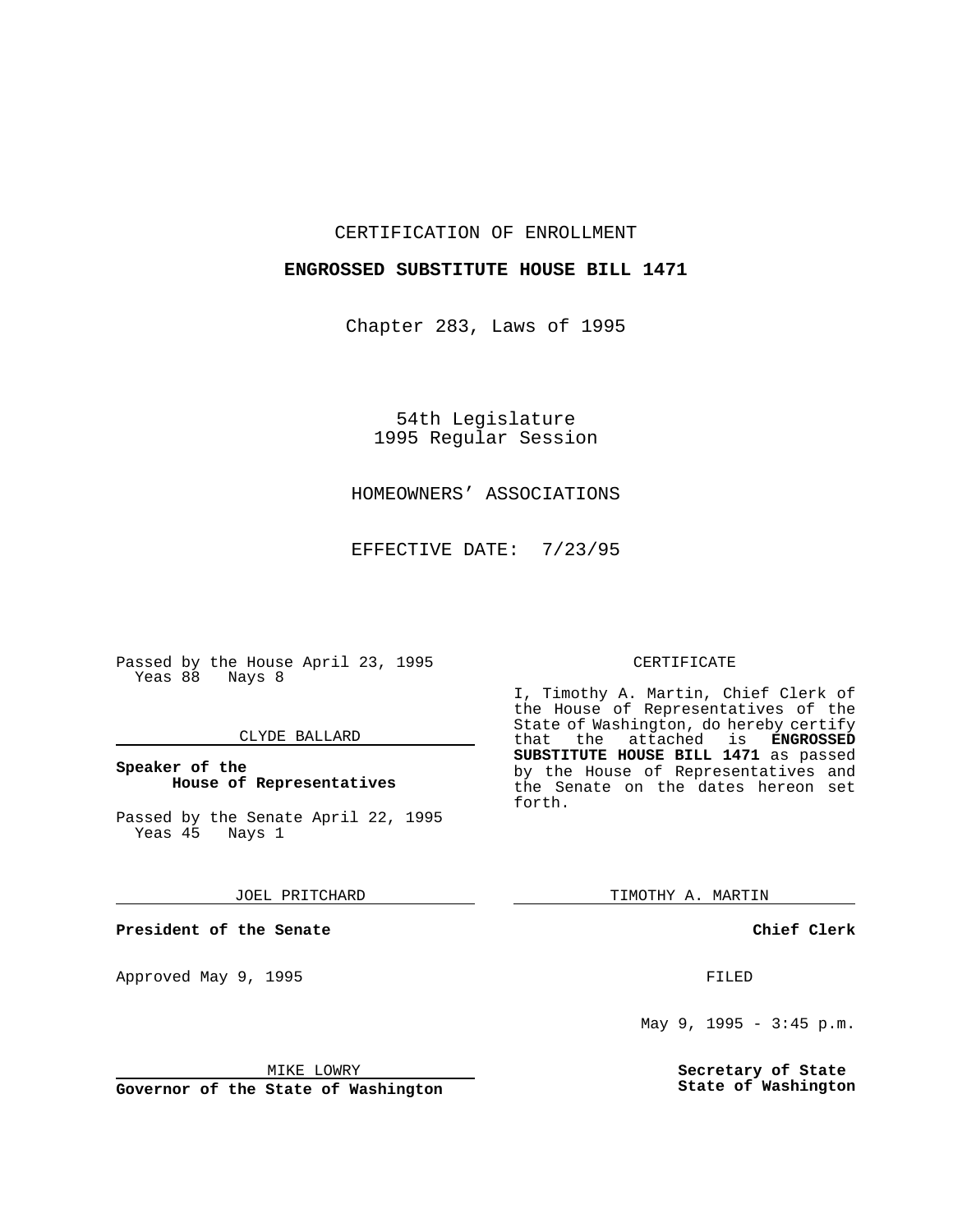CERTIFICATION OF ENROLLMENT

**ENGROSSED SUBSTITUTE HOUSE BILL 1471**

Chapter 283, Laws of 1995

54th Legislature
1995 Regular Session

HOMEOWNERS' ASSOCIATIONS

EFFECTIVE DATE: 7/23/95

Passed by the House April 23, 1995
Yeas 88 Nays 8

CLYDE BALLARD

**Speaker of the House of Representatives**

Passed by the Senate April 22, 1995
Yeas 45 Nays 1

JOEL PRITCHARD

**President of the Senate**

Approved May 9, 1995

MIKE LOWRY

**Governor of the State of Washington**

CERTIFICATE

I, Timothy A. Martin, Chief Clerk of the House of Representatives of the State of Washington, do hereby certify that the attached is **ENGROSSED SUBSTITUTE HOUSE BILL 1471** as passed by the House of Representatives and the Senate on the dates hereon set forth.

TIMOTHY A. MARTIN

**Chief Clerk**

FILED

May 9, 1995 - 3:45 p.m.

**Secretary of State**
**State of Washington**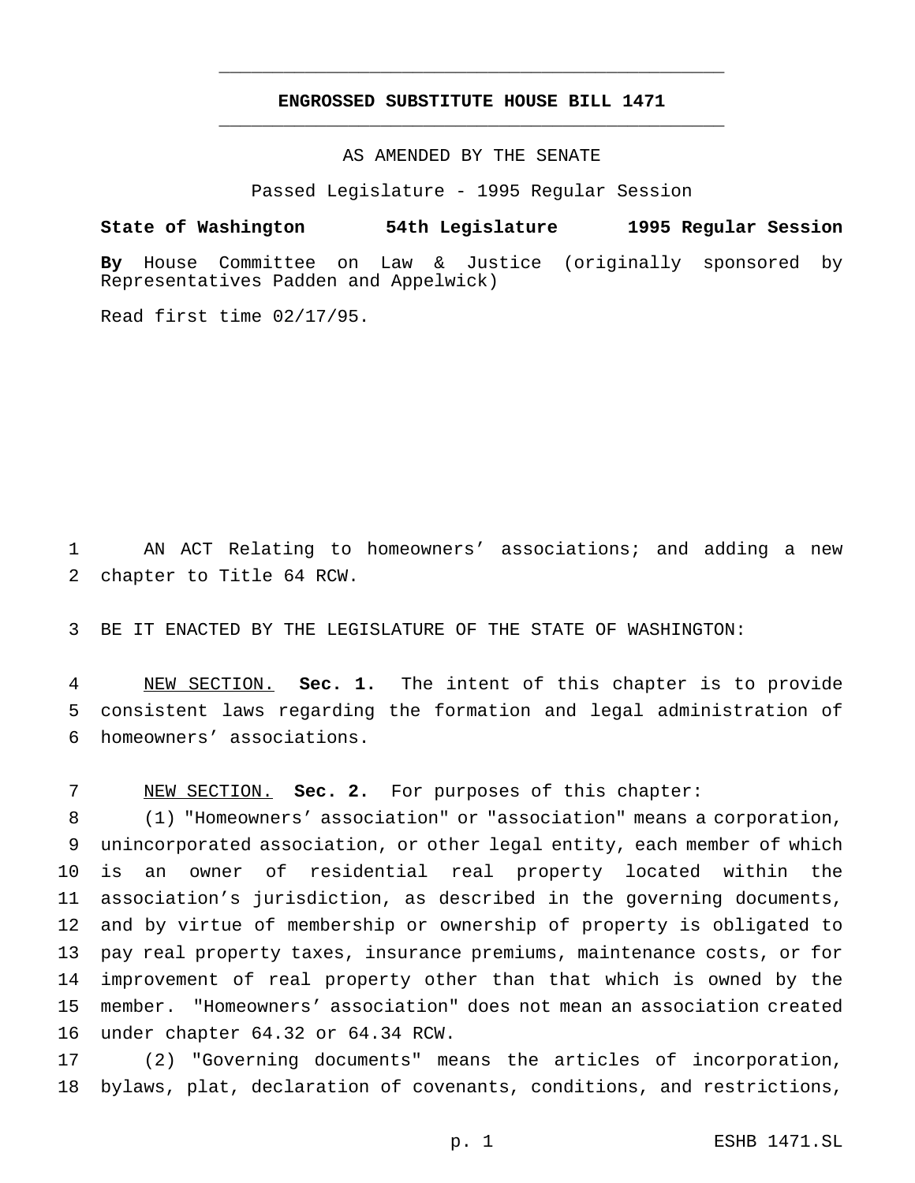# ENGROSSED SUBSTITUTE HOUSE BILL 1471

AS AMENDED BY THE SENATE

Passed Legislature - 1995 Regular Session

**State of Washington 54th Legislature 1995 Regular Session**

**By** House Committee on Law & Justice (originally sponsored by Representatives Padden and Appelwick)

Read first time 02/17/95.

AN ACT Relating to homeowners' associations; and adding a new chapter to Title 64 RCW.

BE IT ENACTED BY THE LEGISLATURE OF THE STATE OF WASHINGTON:

NEW SECTION. **Sec. 1.** The intent of this chapter is to provide consistent laws regarding the formation and legal administration of homeowners' associations.

NEW SECTION. **Sec. 2.** For purposes of this chapter:

(1) "Homeowners' association" or "association" means a corporation, unincorporated association, or other legal entity, each member of which is an owner of residential real property located within the association's jurisdiction, as described in the governing documents, and by virtue of membership or ownership of property is obligated to pay real property taxes, insurance premiums, maintenance costs, or for improvement of real property other than that which is owned by the member. "Homeowners' association" does not mean an association created under chapter 64.32 or 64.34 RCW.

(2) "Governing documents" means the articles of incorporation, bylaws, plat, declaration of covenants, conditions, and restrictions,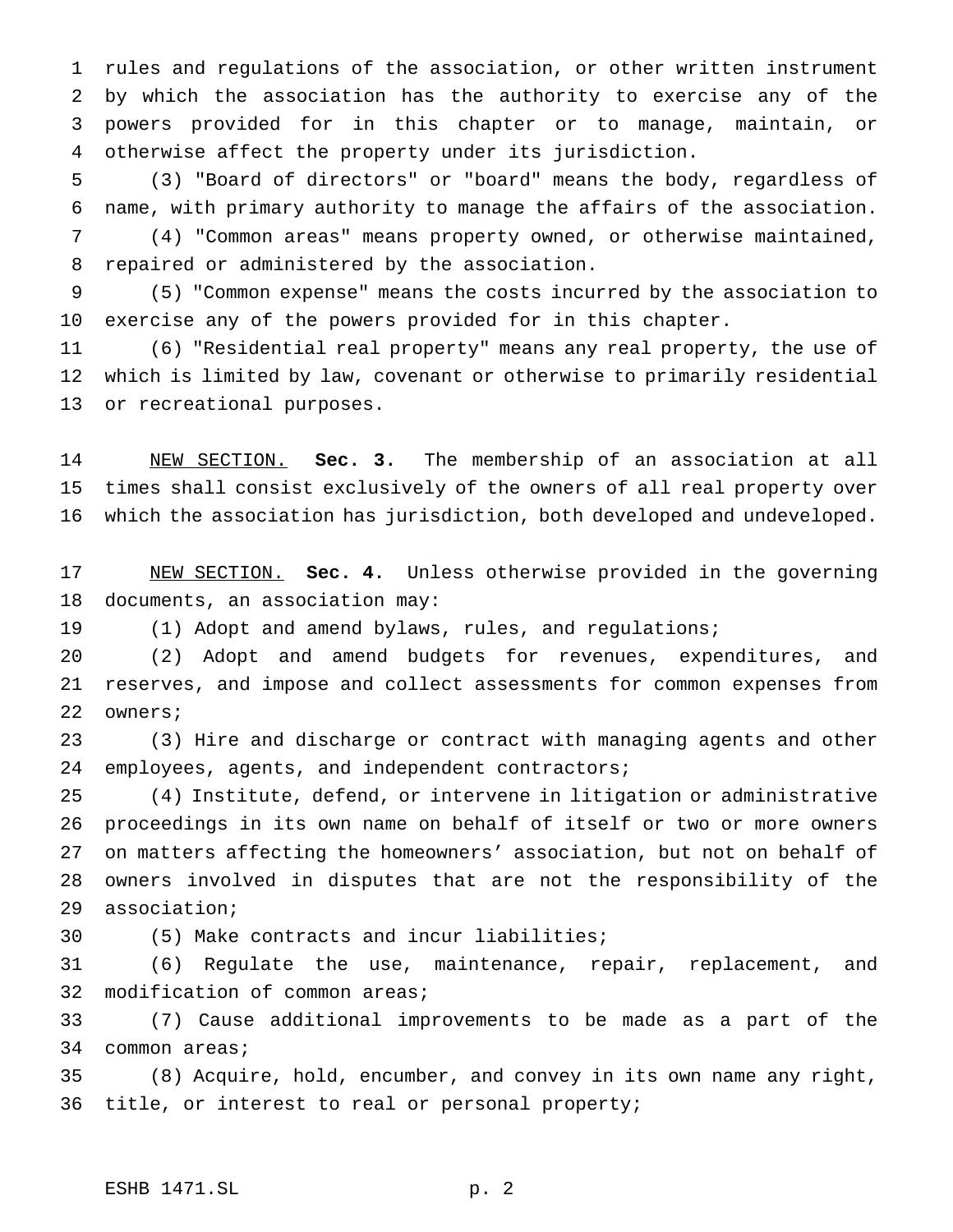rules and regulations of the association, or other written instrument by which the association has the authority to exercise any of the powers provided for in this chapter or to manage, maintain, or otherwise affect the property under its jurisdiction.

(3) "Board of directors" or "board" means the body, regardless of name, with primary authority to manage the affairs of the association.

(4) "Common areas" means property owned, or otherwise maintained, repaired or administered by the association.

(5) "Common expense" means the costs incurred by the association to exercise any of the powers provided for in this chapter.

(6) "Residential real property" means any real property, the use of which is limited by law, covenant or otherwise to primarily residential or recreational purposes.

NEW SECTION. **Sec. 3.** The membership of an association at all times shall consist exclusively of the owners of all real property over which the association has jurisdiction, both developed and undeveloped.

NEW SECTION. **Sec. 4.** Unless otherwise provided in the governing documents, an association may:

(1) Adopt and amend bylaws, rules, and regulations;

(2) Adopt and amend budgets for revenues, expenditures, and reserves, and impose and collect assessments for common expenses from owners;

(3) Hire and discharge or contract with managing agents and other employees, agents, and independent contractors;

(4) Institute, defend, or intervene in litigation or administrative proceedings in its own name on behalf of itself or two or more owners on matters affecting the homeowners' association, but not on behalf of owners involved in disputes that are not the responsibility of the association;

(5) Make contracts and incur liabilities;

(6) Regulate the use, maintenance, repair, replacement, and modification of common areas;

(7) Cause additional improvements to be made as a part of the common areas;

(8) Acquire, hold, encumber, and convey in its own name any right, title, or interest to real or personal property;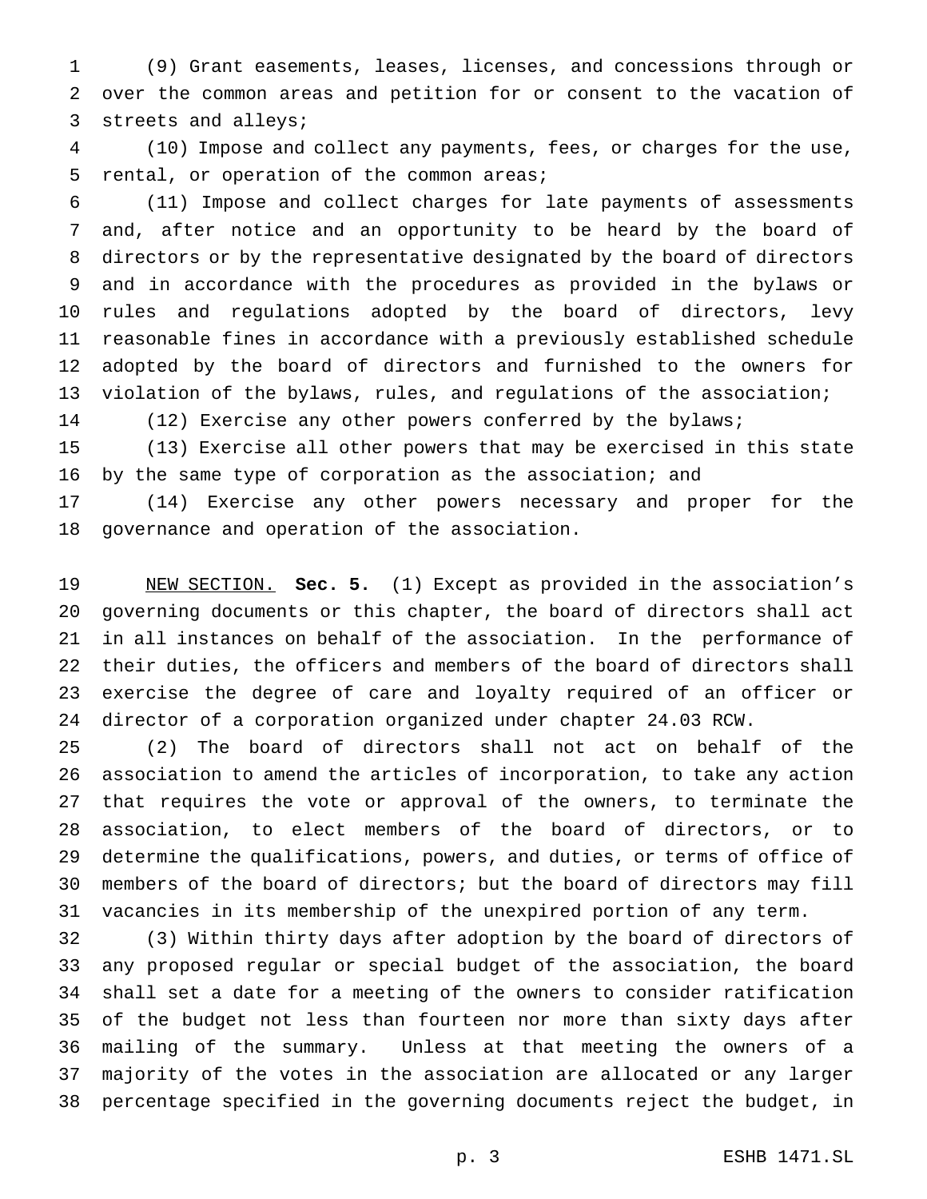(9) Grant easements, leases, licenses, and concessions through or over the common areas and petition for or consent to the vacation of streets and alleys;

(10) Impose and collect any payments, fees, or charges for the use, rental, or operation of the common areas;

(11) Impose and collect charges for late payments of assessments and, after notice and an opportunity to be heard by the board of directors or by the representative designated by the board of directors and in accordance with the procedures as provided in the bylaws or rules and regulations adopted by the board of directors, levy reasonable fines in accordance with a previously established schedule adopted by the board of directors and furnished to the owners for violation of the bylaws, rules, and regulations of the association;

(12) Exercise any other powers conferred by the bylaws;

(13) Exercise all other powers that may be exercised in this state by the same type of corporation as the association; and

(14) Exercise any other powers necessary and proper for the governance and operation of the association.

NEW SECTION. **Sec. 5.** (1) Except as provided in the association's governing documents or this chapter, the board of directors shall act in all instances on behalf of the association. In the performance of their duties, the officers and members of the board of directors shall exercise the degree of care and loyalty required of an officer or director of a corporation organized under chapter 24.03 RCW.

(2) The board of directors shall not act on behalf of the association to amend the articles of incorporation, to take any action that requires the vote or approval of the owners, to terminate the association, to elect members of the board of directors, or to determine the qualifications, powers, and duties, or terms of office of members of the board of directors; but the board of directors may fill vacancies in its membership of the unexpired portion of any term.

(3) Within thirty days after adoption by the board of directors of any proposed regular or special budget of the association, the board shall set a date for a meeting of the owners to consider ratification of the budget not less than fourteen nor more than sixty days after mailing of the summary. Unless at that meeting the owners of a majority of the votes in the association are allocated or any larger percentage specified in the governing documents reject the budget, in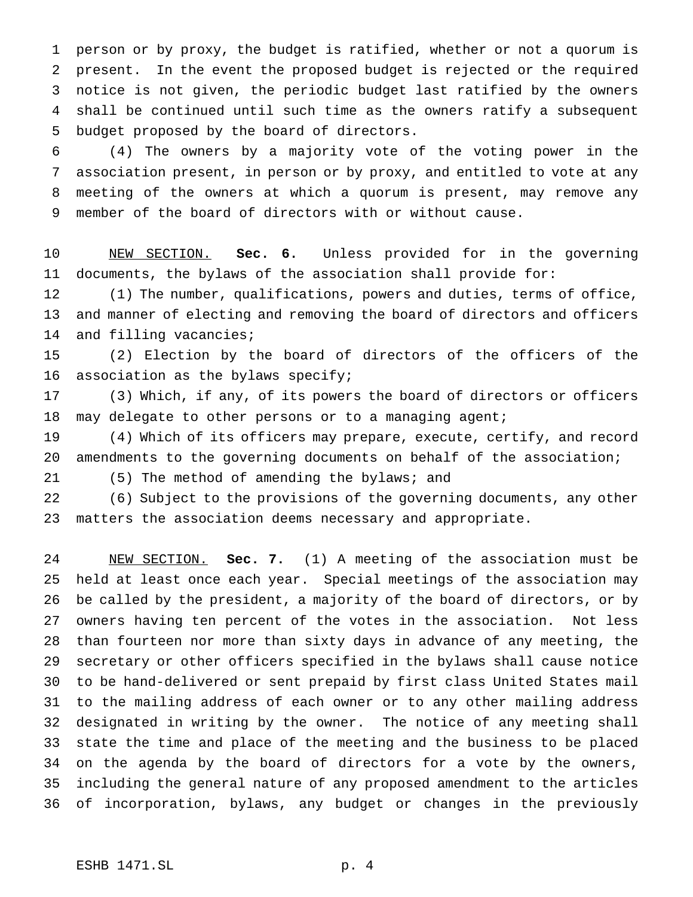person or by proxy, the budget is ratified, whether or not a quorum is present. In the event the proposed budget is rejected or the required notice is not given, the periodic budget last ratified by the owners shall be continued until such time as the owners ratify a subsequent budget proposed by the board of directors.

(4) The owners by a majority vote of the voting power in the association present, in person or by proxy, and entitled to vote at any meeting of the owners at which a quorum is present, may remove any member of the board of directors with or without cause.

NEW SECTION. **Sec. 6.** Unless provided for in the governing documents, the bylaws of the association shall provide for:

(1) The number, qualifications, powers and duties, terms of office, and manner of electing and removing the board of directors and officers and filling vacancies;

(2) Election by the board of directors of the officers of the association as the bylaws specify;

(3) Which, if any, of its powers the board of directors or officers may delegate to other persons or to a managing agent;

(4) Which of its officers may prepare, execute, certify, and record amendments to the governing documents on behalf of the association;

(5) The method of amending the bylaws; and

(6) Subject to the provisions of the governing documents, any other matters the association deems necessary and appropriate.

NEW SECTION. **Sec. 7.** (1) A meeting of the association must be held at least once each year. Special meetings of the association may be called by the president, a majority of the board of directors, or by owners having ten percent of the votes in the association. Not less than fourteen nor more than sixty days in advance of any meeting, the secretary or other officers specified in the bylaws shall cause notice to be hand-delivered or sent prepaid by first class United States mail to the mailing address of each owner or to any other mailing address designated in writing by the owner. The notice of any meeting shall state the time and place of the meeting and the business to be placed on the agenda by the board of directors for a vote by the owners, including the general nature of any proposed amendment to the articles of incorporation, bylaws, any budget or changes in the previously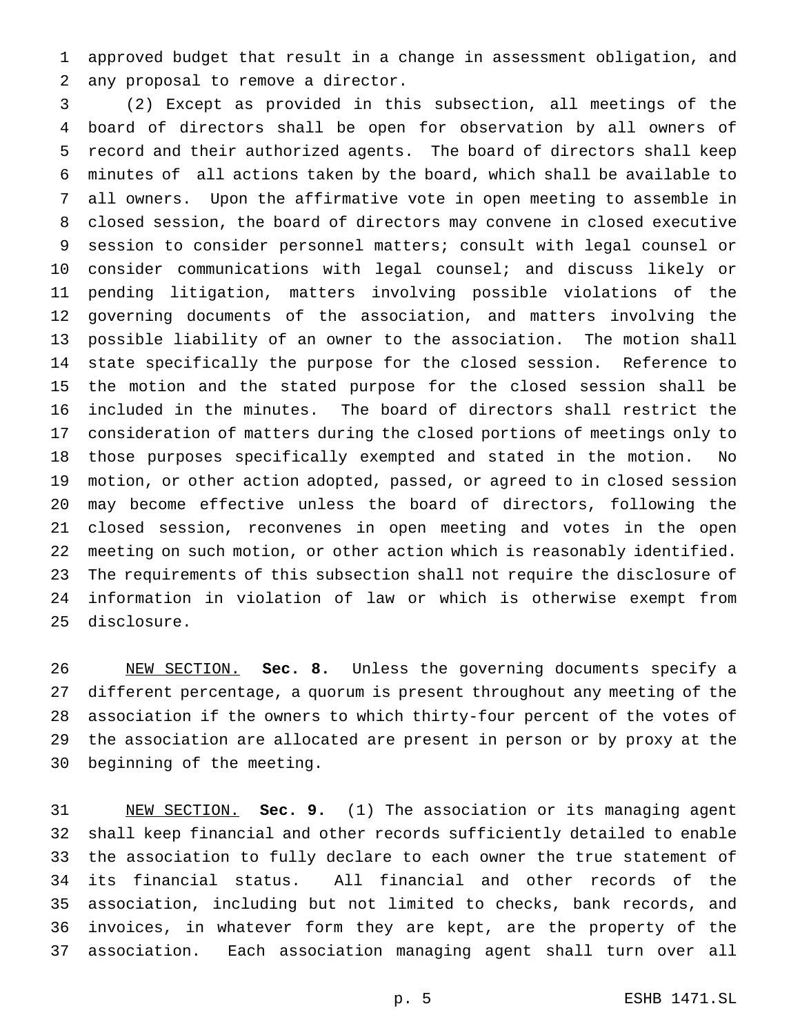approved budget that result in a change in assessment obligation, and any proposal to remove a director.

(2) Except as provided in this subsection, all meetings of the board of directors shall be open for observation by all owners of record and their authorized agents. The board of directors shall keep minutes of all actions taken by the board, which shall be available to all owners. Upon the affirmative vote in open meeting to assemble in closed session, the board of directors may convene in closed executive session to consider personnel matters; consult with legal counsel or consider communications with legal counsel; and discuss likely or pending litigation, matters involving possible violations of the governing documents of the association, and matters involving the possible liability of an owner to the association. The motion shall state specifically the purpose for the closed session. Reference to the motion and the stated purpose for the closed session shall be included in the minutes. The board of directors shall restrict the consideration of matters during the closed portions of meetings only to those purposes specifically exempted and stated in the motion. No motion, or other action adopted, passed, or agreed to in closed session may become effective unless the board of directors, following the closed session, reconvenes in open meeting and votes in the open meeting on such motion, or other action which is reasonably identified. The requirements of this subsection shall not require the disclosure of information in violation of law or which is otherwise exempt from disclosure.

NEW SECTION. **Sec. 8.** Unless the governing documents specify a different percentage, a quorum is present throughout any meeting of the association if the owners to which thirty-four percent of the votes of the association are allocated are present in person or by proxy at the beginning of the meeting.

NEW SECTION. **Sec. 9.** (1) The association or its managing agent shall keep financial and other records sufficiently detailed to enable the association to fully declare to each owner the true statement of its financial status. All financial and other records of the association, including but not limited to checks, bank records, and invoices, in whatever form they are kept, are the property of the association. Each association managing agent shall turn over all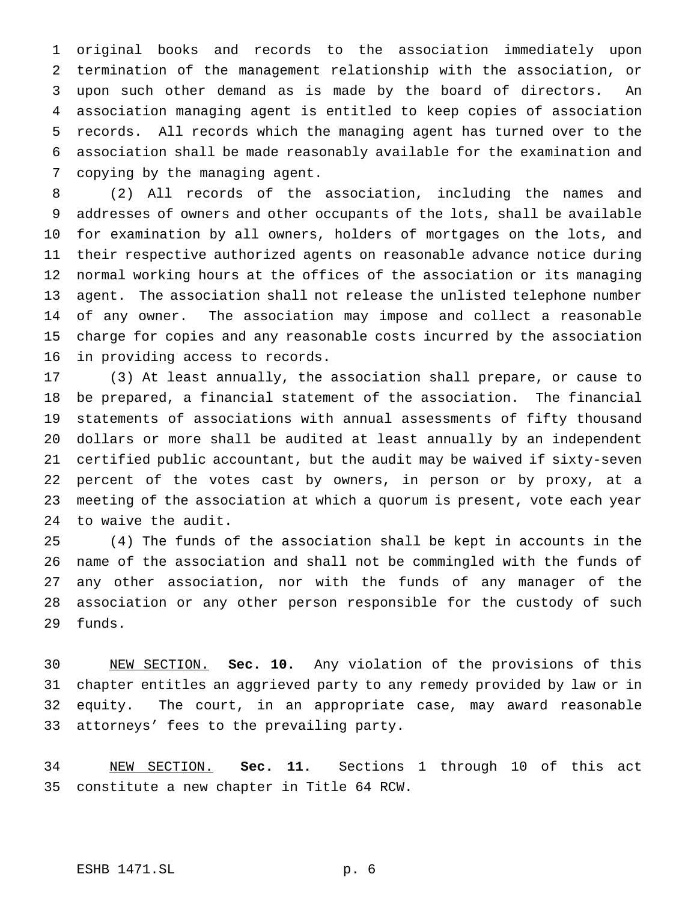original books and records to the association immediately upon termination of the management relationship with the association, or upon such other demand as is made by the board of directors. An association managing agent is entitled to keep copies of association records. All records which the managing agent has turned over to the association shall be made reasonably available for the examination and copying by the managing agent.

(2) All records of the association, including the names and addresses of owners and other occupants of the lots, shall be available for examination by all owners, holders of mortgages on the lots, and their respective authorized agents on reasonable advance notice during normal working hours at the offices of the association or its managing agent. The association shall not release the unlisted telephone number of any owner. The association may impose and collect a reasonable charge for copies and any reasonable costs incurred by the association in providing access to records.

(3) At least annually, the association shall prepare, or cause to be prepared, a financial statement of the association. The financial statements of associations with annual assessments of fifty thousand dollars or more shall be audited at least annually by an independent certified public accountant, but the audit may be waived if sixty-seven percent of the votes cast by owners, in person or by proxy, at a meeting of the association at which a quorum is present, vote each year to waive the audit.

(4) The funds of the association shall be kept in accounts in the name of the association and shall not be commingled with the funds of any other association, nor with the funds of any manager of the association or any other person responsible for the custody of such funds.

NEW SECTION. **Sec. 10.** Any violation of the provisions of this chapter entitles an aggrieved party to any remedy provided by law or in equity. The court, in an appropriate case, may award reasonable attorneys' fees to the prevailing party.

NEW SECTION. **Sec. 11.** Sections 1 through 10 of this act constitute a new chapter in Title 64 RCW.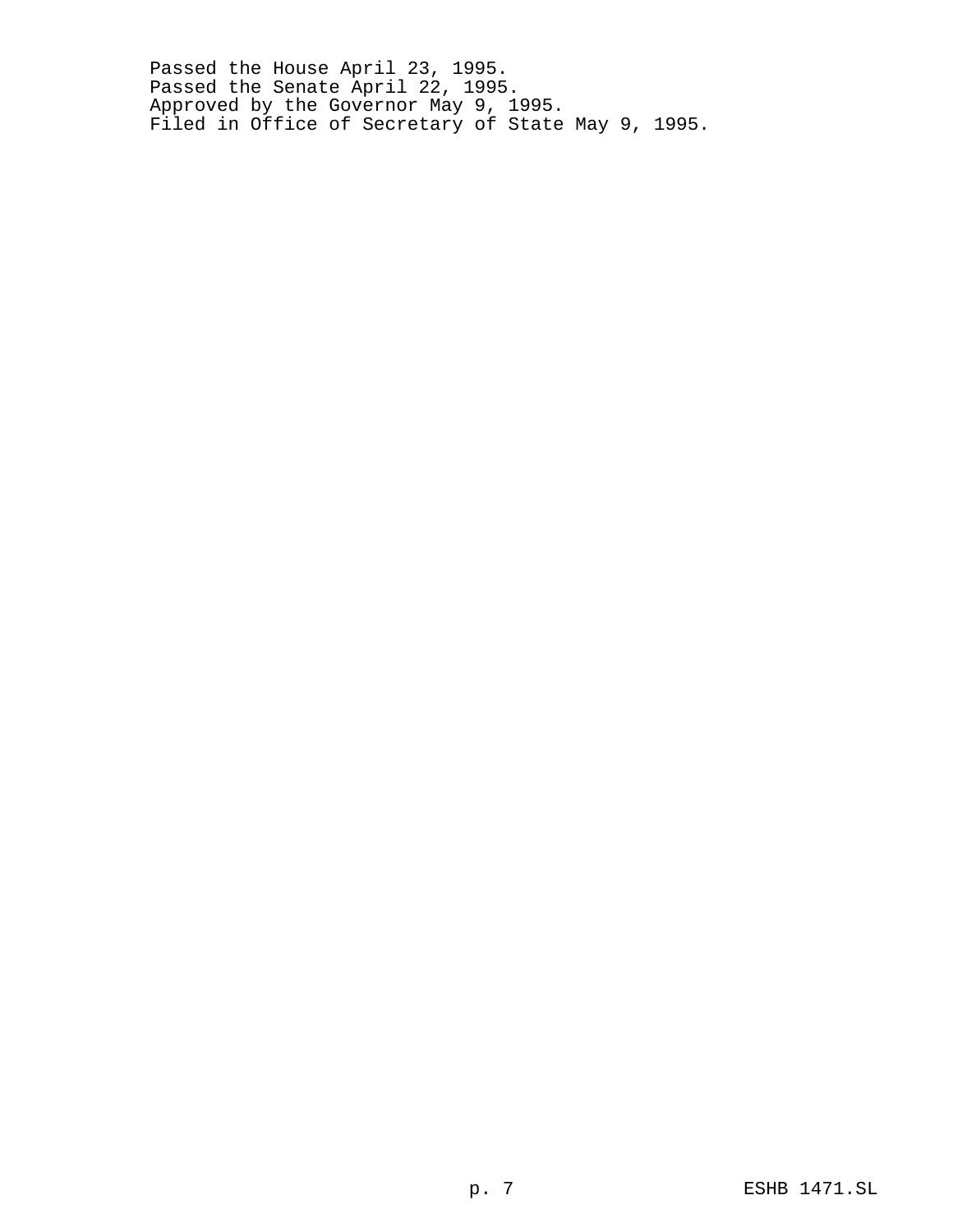Passed the House April 23, 1995.
Passed the Senate April 22, 1995.
Approved by the Governor May 9, 1995.
Filed in Office of Secretary of State May 9, 1995.